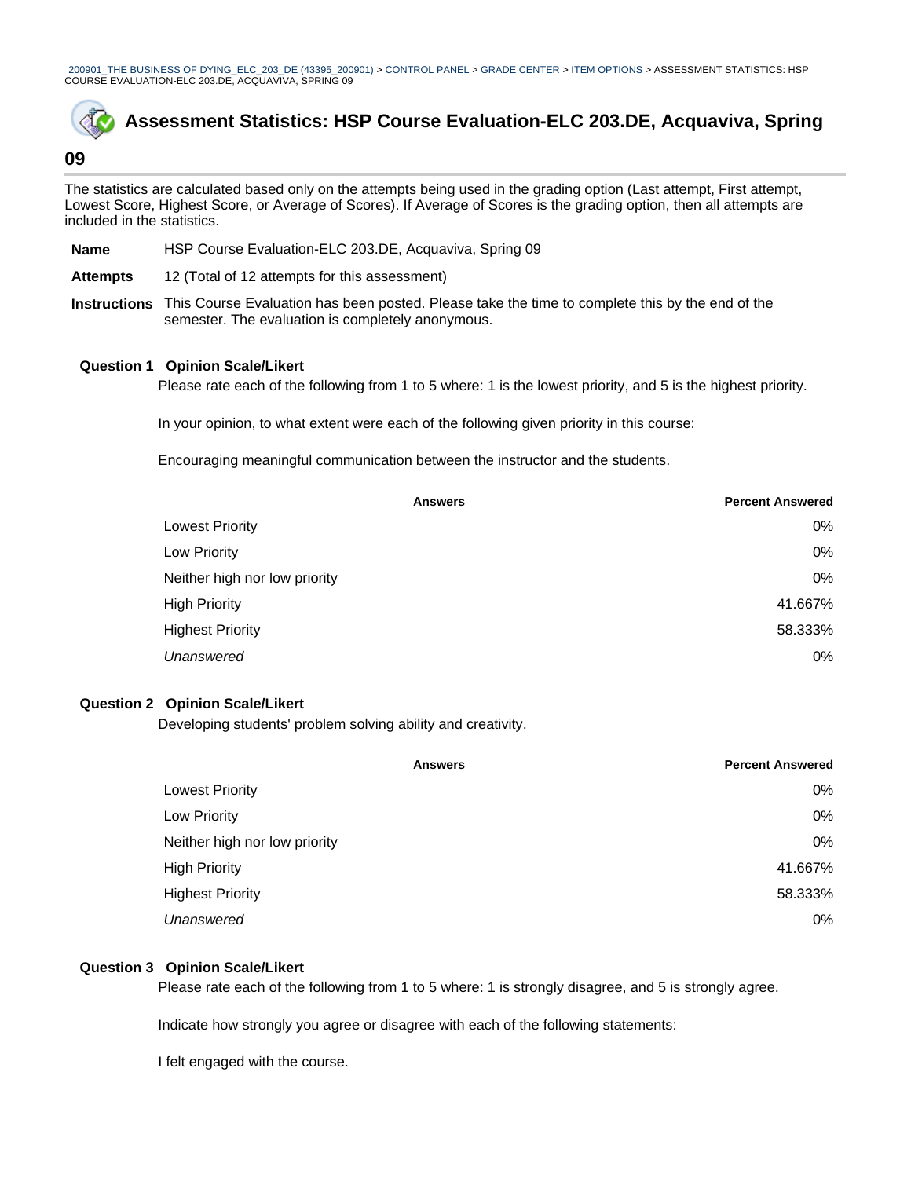200901_THE BUSINESS OF DYING_ELC_203_DE (43395_200901) > CONTROL PANEL > GRADE CENTER > ITEM OPTIONS > ASSESSMENT STATISTICS: HSP COURSE EVALUATION-ELC 203.DE, ACQUAVIVA, SPRING 09

# Assessment Statistics: HSP Course Evaluation-ELC 203.DE, Acquaviva, Spring 09

The statistics are calculated based only on the attempts being used in the grading option (Last attempt, First attempt, Lowest Score, Highest Score, or Average of Scores). If Average of Scores is the grading option, then all attempts are included in the statistics.

**Name** HSP Course Evaluation-ELC 203.DE, Acquaviva, Spring 09

**Attempts** 12 (Total of 12 attempts for this assessment)

**Instructions** This Course Evaluation has been posted. Please take the time to complete this by the end of the semester. The evaluation is completely anonymous.

**Question 1 Opinion Scale/Likert**

Please rate each of the following from 1 to 5 where: 1 is the lowest priority, and 5 is the highest priority.

In your opinion, to what extent were each of the following given priority in this course:

Encouraging meaningful communication between the instructor and the students.

| Answers | Percent Answered |
|---|---|
| Lowest Priority | 0% |
| Low Priority | 0% |
| Neither high nor low priority | 0% |
| High Priority | 41.667% |
| Highest Priority | 58.333% |
| *Unanswered* | 0% |

**Question 2 Opinion Scale/Likert**

Developing students' problem solving ability and creativity.

| Answers | Percent Answered |
|---|---|
| Lowest Priority | 0% |
| Low Priority | 0% |
| Neither high nor low priority | 0% |
| High Priority | 41.667% |
| Highest Priority | 58.333% |
| *Unanswered* | 0% |

**Question 3 Opinion Scale/Likert**

Please rate each of the following from 1 to 5 where: 1 is strongly disagree, and 5 is strongly agree.

Indicate how strongly you agree or disagree with each of the following statements:

I felt engaged with the course.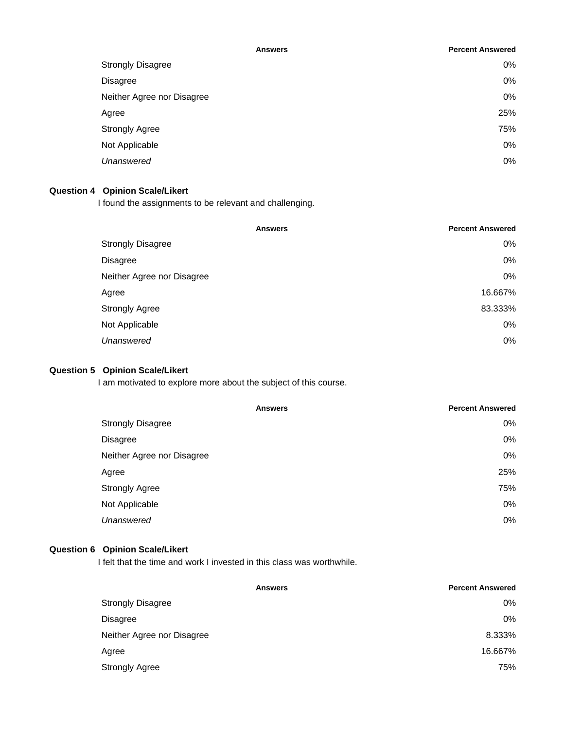| Answers | Percent Answered |
| --- | --- |
| Strongly Disagree | 0% |
| Disagree | 0% |
| Neither Agree nor Disagree | 0% |
| Agree | 25% |
| Strongly Agree | 75% |
| Not Applicable | 0% |
| *Unanswered* | 0% |

**Question 4 Opinion Scale/Likert**

I found the assignments to be relevant and challenging.

| Answers | Percent Answered |
| --- | --- |
| Strongly Disagree | 0% |
| Disagree | 0% |
| Neither Agree nor Disagree | 0% |
| Agree | 16.667% |
| Strongly Agree | 83.333% |
| Not Applicable | 0% |
| *Unanswered* | 0% |

**Question 5 Opinion Scale/Likert**

I am motivated to explore more about the subject of this course.

| Answers | Percent Answered |
| --- | --- |
| Strongly Disagree | 0% |
| Disagree | 0% |
| Neither Agree nor Disagree | 0% |
| Agree | 25% |
| Strongly Agree | 75% |
| Not Applicable | 0% |
| *Unanswered* | 0% |

**Question 6 Opinion Scale/Likert**

I felt that the time and work I invested in this class was worthwhile.

| Answers | Percent Answered |
| --- | --- |
| Strongly Disagree | 0% |
| Disagree | 0% |
| Neither Agree nor Disagree | 8.333% |
| Agree | 16.667% |
| Strongly Agree | 75% |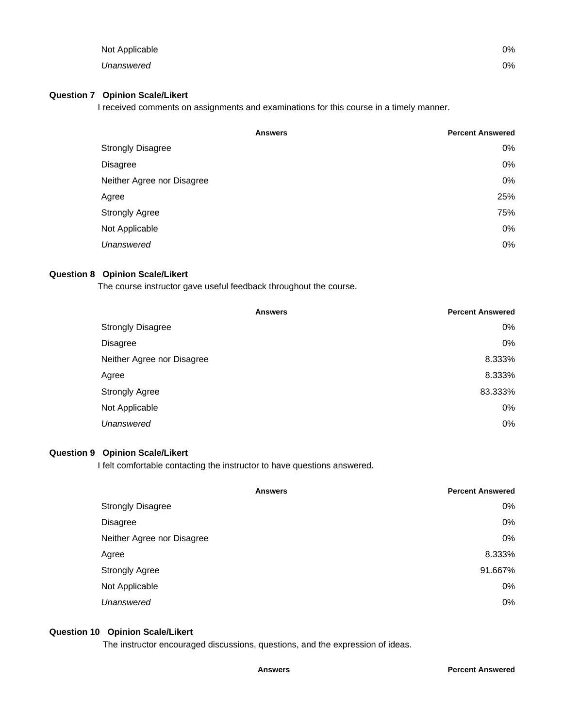| | |
|---|---|
| Not Applicable | 0% |
| *Unanswered* | 0% |

**Question 7 Opinion Scale/Likert**

I received comments on assignments and examinations for this course in a timely manner.

| Answers | Percent Answered |
|---|---|
| Strongly Disagree | 0% |
| Disagree | 0% |
| Neither Agree nor Disagree | 0% |
| Agree | 25% |
| Strongly Agree | 75% |
| Not Applicable | 0% |
| *Unanswered* | 0% |

**Question 8 Opinion Scale/Likert**

The course instructor gave useful feedback throughout the course.

| Answers | Percent Answered |
|---|---|
| Strongly Disagree | 0% |
| Disagree | 0% |
| Neither Agree nor Disagree | 8.333% |
| Agree | 8.333% |
| Strongly Agree | 83.333% |
| Not Applicable | 0% |
| *Unanswered* | 0% |

**Question 9 Opinion Scale/Likert**

I felt comfortable contacting the instructor to have questions answered.

| Answers | Percent Answered |
|---|---|
| Strongly Disagree | 0% |
| Disagree | 0% |
| Neither Agree nor Disagree | 0% |
| Agree | 8.333% |
| Strongly Agree | 91.667% |
| Not Applicable | 0% |
| *Unanswered* | 0% |

**Question 10 Opinion Scale/Likert**

The instructor encouraged discussions, questions, and the expression of ideas.

| Answers | Percent Answered |
|---|---|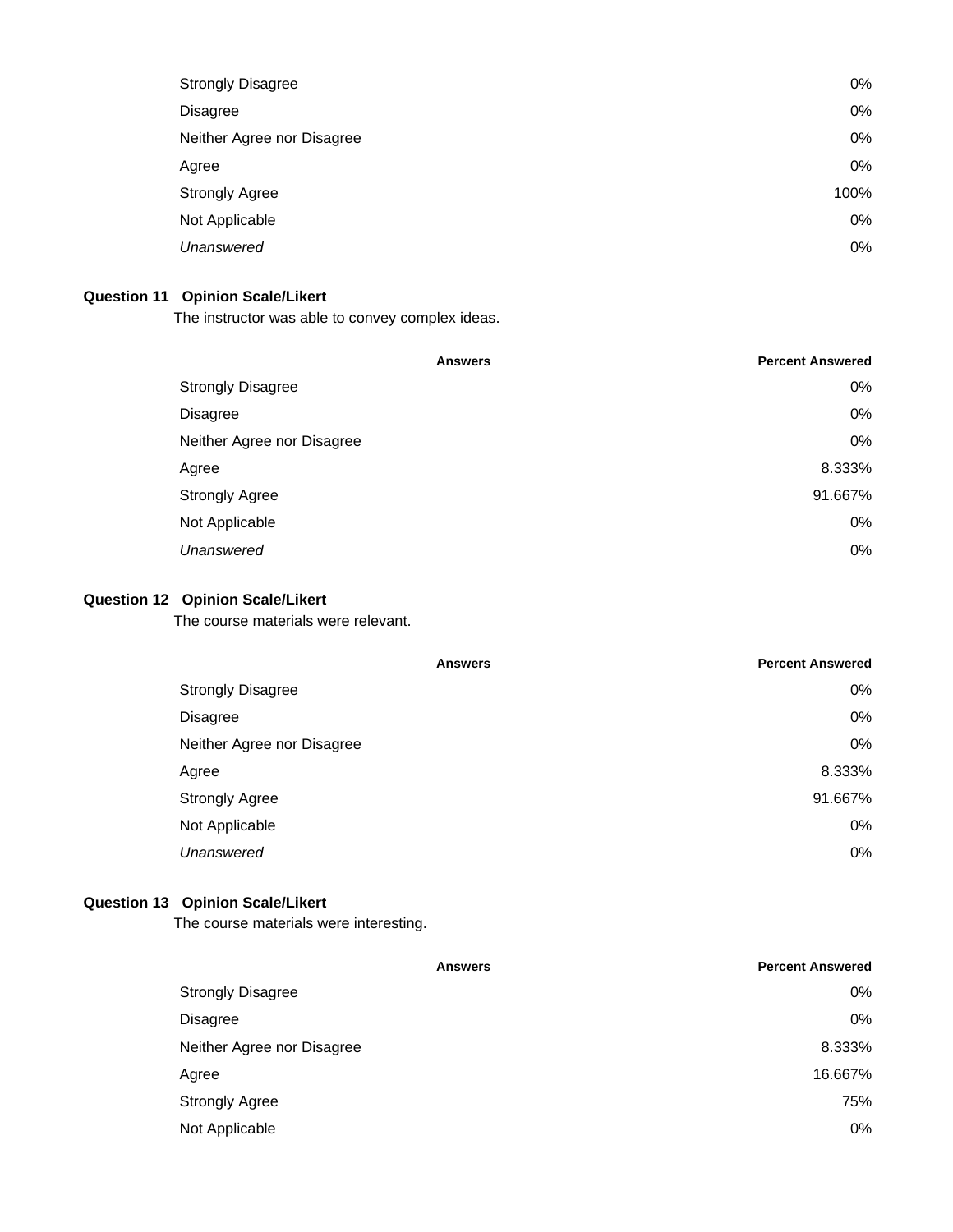| | |
|---|---|
| Strongly Disagree | 0% |
| Disagree | 0% |
| Neither Agree nor Disagree | 0% |
| Agree | 0% |
| Strongly Agree | 100% |
| Not Applicable | 0% |
| *Unanswered* | 0% |

**Question 11 Opinion Scale/Likert**

The instructor was able to convey complex ideas.

| Answers | Percent Answered |
|---|---|
| Strongly Disagree | 0% |
| Disagree | 0% |
| Neither Agree nor Disagree | 0% |
| Agree | 8.333% |
| Strongly Agree | 91.667% |
| Not Applicable | 0% |
| *Unanswered* | 0% |

**Question 12 Opinion Scale/Likert**

The course materials were relevant.

| Answers | Percent Answered |
|---|---|
| Strongly Disagree | 0% |
| Disagree | 0% |
| Neither Agree nor Disagree | 0% |
| Agree | 8.333% |
| Strongly Agree | 91.667% |
| Not Applicable | 0% |
| *Unanswered* | 0% |

**Question 13 Opinion Scale/Likert**

The course materials were interesting.

| Answers | Percent Answered |
|---|---|
| Strongly Disagree | 0% |
| Disagree | 0% |
| Neither Agree nor Disagree | 8.333% |
| Agree | 16.667% |
| Strongly Agree | 75% |
| Not Applicable | 0% |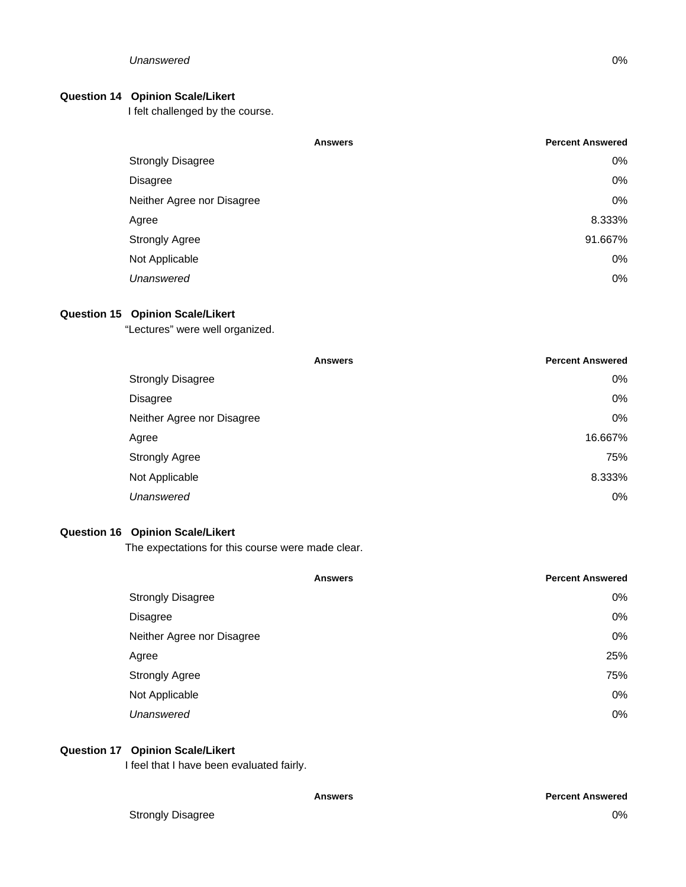| | |
|---|---|
| *Unanswered* | 0% |

**Question 14 Opinion Scale/Likert**

I felt challenged by the course.

| Answers | Percent Answered |
|---|---|
| Strongly Disagree | 0% |
| Disagree | 0% |
| Neither Agree nor Disagree | 0% |
| Agree | 8.333% |
| Strongly Agree | 91.667% |
| Not Applicable | 0% |
| *Unanswered* | 0% |

**Question 15 Opinion Scale/Likert**

"Lectures" were well organized.

| Answers | Percent Answered |
|---|---|
| Strongly Disagree | 0% |
| Disagree | 0% |
| Neither Agree nor Disagree | 0% |
| Agree | 16.667% |
| Strongly Agree | 75% |
| Not Applicable | 8.333% |
| *Unanswered* | 0% |

**Question 16 Opinion Scale/Likert**

The expectations for this course were made clear.

| Answers | Percent Answered |
|---|---|
| Strongly Disagree | 0% |
| Disagree | 0% |
| Neither Agree nor Disagree | 0% |
| Agree | 25% |
| Strongly Agree | 75% |
| Not Applicable | 0% |
| *Unanswered* | 0% |

**Question 17 Opinion Scale/Likert**

I feel that I have been evaluated fairly.

| Answers | Percent Answered |
|---|---|
| Strongly Disagree | 0% |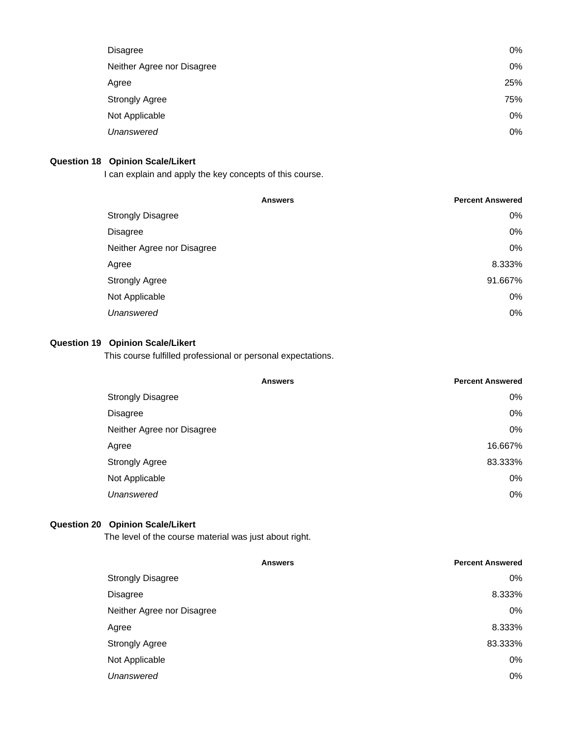| | |
|---|---|
| Disagree | 0% |
| Neither Agree nor Disagree | 0% |
| Agree | 25% |
| Strongly Agree | 75% |
| Not Applicable | 0% |
| *Unanswered* | 0% |

**Question 18 Opinion Scale/Likert**

I can explain and apply the key concepts of this course.

| Answers | Percent Answered |
|---|---|
| Strongly Disagree | 0% |
| Disagree | 0% |
| Neither Agree nor Disagree | 0% |
| Agree | 8.333% |
| Strongly Agree | 91.667% |
| Not Applicable | 0% |
| *Unanswered* | 0% |

**Question 19 Opinion Scale/Likert**

This course fulfilled professional or personal expectations.

| Answers | Percent Answered |
|---|---|
| Strongly Disagree | 0% |
| Disagree | 0% |
| Neither Agree nor Disagree | 0% |
| Agree | 16.667% |
| Strongly Agree | 83.333% |
| Not Applicable | 0% |
| *Unanswered* | 0% |

**Question 20 Opinion Scale/Likert**

The level of the course material was just about right.

| Answers | Percent Answered |
|---|---|
| Strongly Disagree | 0% |
| Disagree | 8.333% |
| Neither Agree nor Disagree | 0% |
| Agree | 8.333% |
| Strongly Agree | 83.333% |
| Not Applicable | 0% |
| *Unanswered* | 0% |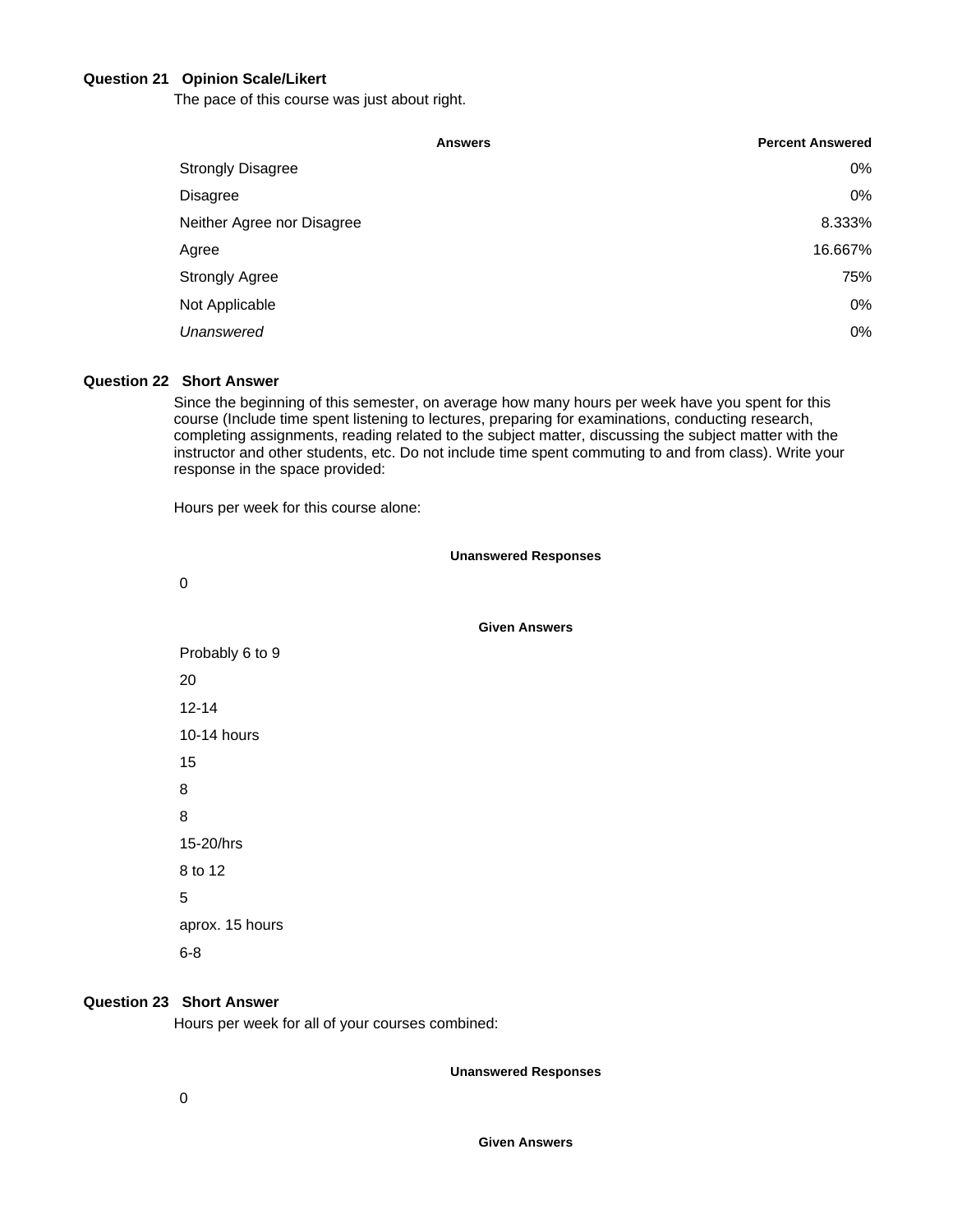**Question 21 Opinion Scale/Likert**

The pace of this course was just about right.

| Answers | Percent Answered |
|---|---|
| Strongly Disagree | 0% |
| Disagree | 0% |
| Neither Agree nor Disagree | 8.333% |
| Agree | 16.667% |
| Strongly Agree | 75% |
| Not Applicable | 0% |
| *Unanswered* | 0% |

**Question 22 Short Answer**

Since the beginning of this semester, on average how many hours per week have you spent for this course (Include time spent listening to lectures, preparing for examinations, conducting research, completing assignments, reading related to the subject matter, discussing the subject matter with the instructor and other students, etc. Do not include time spent commuting to and from class). Write your response in the space provided:

Hours per week for this course alone:

| Unanswered Responses |
|---|
| 0 |

| Given Answers |
|---|
| Probably 6 to 9 |
| 20 |
| 12-14 |
| 10-14 hours |
| 15 |
| 8 |
| 8 |
| 15-20/hrs |
| 8 to 12 |
| 5 |
| aprox. 15 hours |
| 6-8 |

**Question 23 Short Answer**

Hours per week for all of your courses combined:

| Unanswered Responses |
|---|
| 0 |

**Given Answers**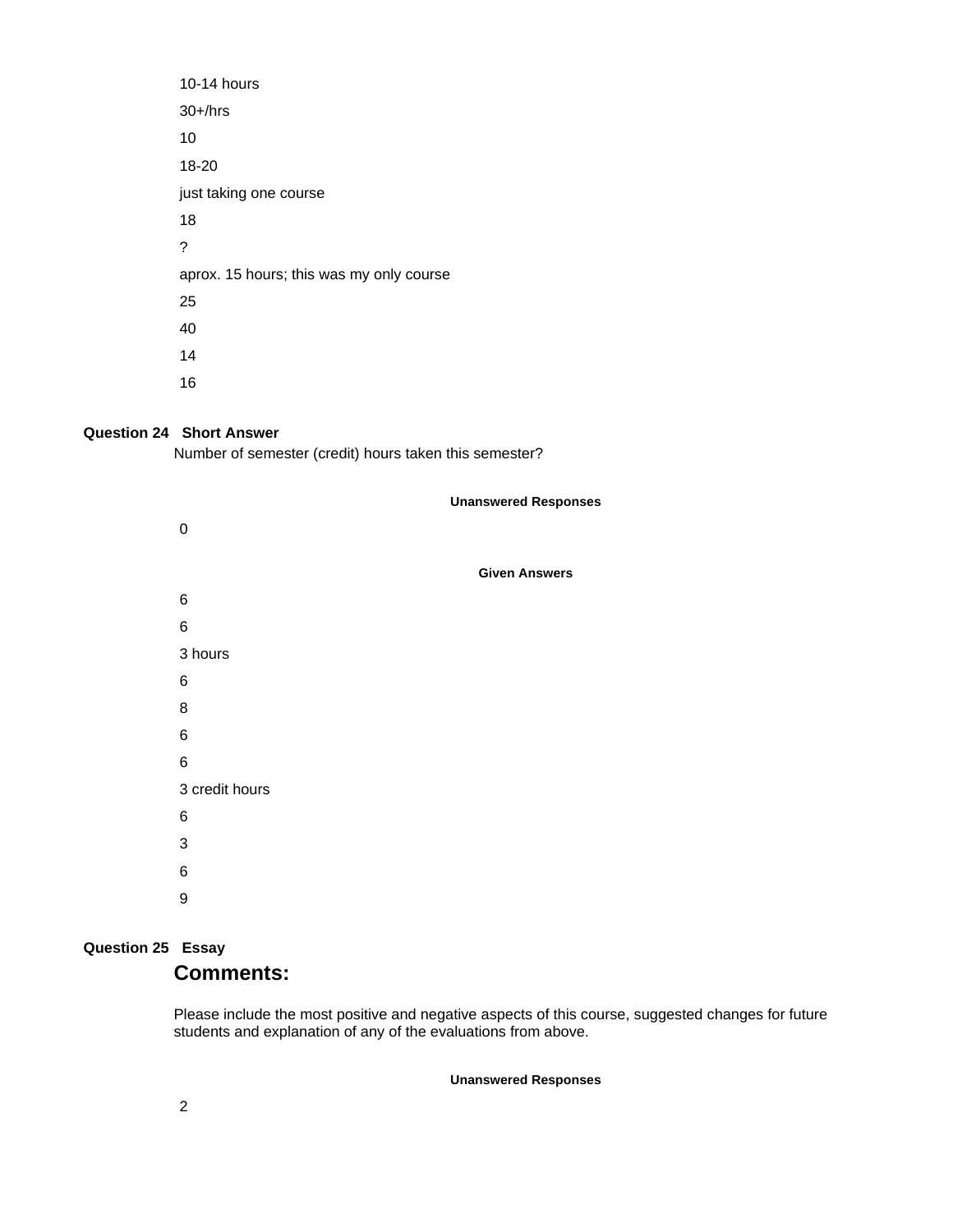10-14 hours

30+/hrs

10

18-20

just taking one course

18

?

aprox. 15 hours; this was my only course

25

40

14

16

**Question 24 Short Answer**

Number of semester (credit) hours taken this semester?

**Unanswered Responses**

0

**Given Answers**

6

6

3 hours

6

8

6

6

3 credit hours

6

3

6

9

**Question 25 Essay**

## Comments:

Please include the most positive and negative aspects of this course, suggested changes for future students and explanation of any of the evaluations from above.

**Unanswered Responses**

2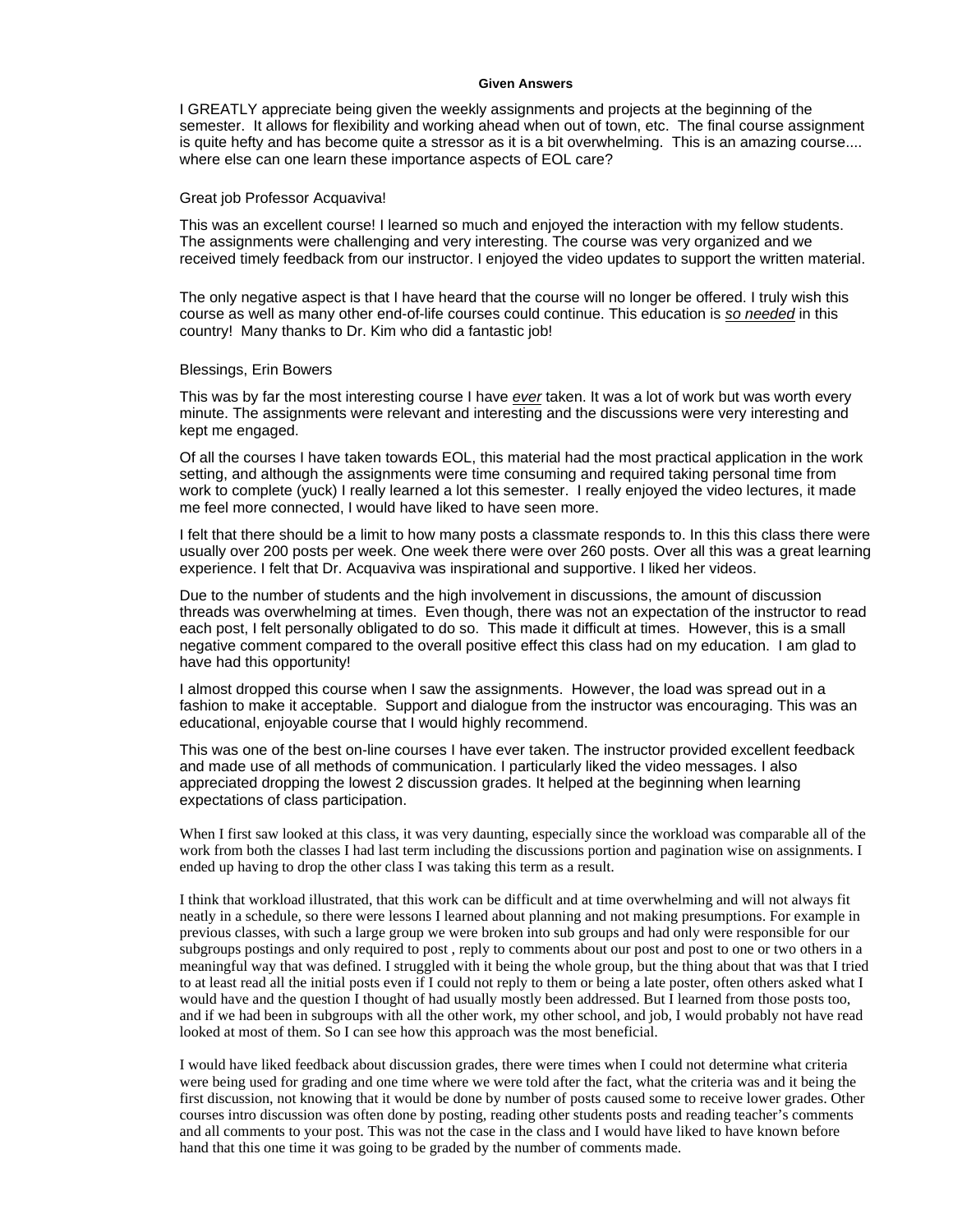**Given Answers**

I GREATLY appreciate being given the weekly assignments and projects at the beginning of the semester. It allows for flexibility and working ahead when out of town, etc. The final course assignment is quite hefty and has become quite a stressor as it is a bit overwhelming. This is an amazing course.... where else can one learn these importance aspects of EOL care?

Great job Professor Acquaviva!

This was an excellent course! I learned so much and enjoyed the interaction with my fellow students. The assignments were challenging and very interesting. The course was very organized and we received timely feedback from our instructor. I enjoyed the video updates to support the written material.

The only negative aspect is that I have heard that the course will no longer be offered. I truly wish this course as well as many other end-of-life courses could continue. This education is *so needed* in this country! Many thanks to Dr. Kim who did a fantastic job!

Blessings, Erin Bowers

This was by far the most interesting course I have *ever* taken. It was a lot of work but was worth every minute. The assignments were relevant and interesting and the discussions were very interesting and kept me engaged.

Of all the courses I have taken towards EOL, this material had the most practical application in the work setting, and although the assignments were time consuming and required taking personal time from work to complete (yuck) I really learned a lot this semester. I really enjoyed the video lectures, it made me feel more connected, I would have liked to have seen more.

I felt that there should be a limit to how many posts a classmate responds to. In this this class there were usually over 200 posts per week. One week there were over 260 posts. Over all this was a great learning experience. I felt that Dr. Acquaviva was inspirational and supportive. I liked her videos.

Due to the number of students and the high involvement in discussions, the amount of discussion threads was overwhelming at times. Even though, there was not an expectation of the instructor to read each post, I felt personally obligated to do so. This made it difficult at times. However, this is a small negative comment compared to the overall positive effect this class had on my education. I am glad to have had this opportunity!

I almost dropped this course when I saw the assignments. However, the load was spread out in a fashion to make it acceptable. Support and dialogue from the instructor was encouraging. This was an educational, enjoyable course that I would highly recommend.

This was one of the best on-line courses I have ever taken. The instructor provided excellent feedback and made use of all methods of communication. I particularly liked the video messages. I also appreciated dropping the lowest 2 discussion grades. It helped at the beginning when learning expectations of class participation.

When I first saw looked at this class, it was very daunting, especially since the workload was comparable all of the work from both the classes I had last term including the discussions portion and pagination wise on assignments. I ended up having to drop the other class I was taking this term as a result.

I think that workload illustrated, that this work can be difficult and at time overwhelming and will not always fit neatly in a schedule, so there were lessons I learned about planning and not making presumptions. For example in previous classes, with such a large group we were broken into sub groups and had only were responsible for our subgroups postings and only required to post , reply to comments about our post and post to one or two others in a meaningful way that was defined. I struggled with it being the whole group, but the thing about that was that I tried to at least read all the initial posts even if I could not reply to them or being a late poster, often others asked what I would have and the question I thought of had usually mostly been addressed. But I learned from those posts too, and if we had been in subgroups with all the other work, my other school, and job, I would probably not have read looked at most of them. So I can see how this approach was the most beneficial.

I would have liked feedback about discussion grades, there were times when I could not determine what criteria were being used for grading and one time where we were told after the fact, what the criteria was and it being the first discussion, not knowing that it would be done by number of posts caused some to receive lower grades. Other courses intro discussion was often done by posting, reading other students posts and reading teacher's comments and all comments to your post. This was not the case in the class and I would have liked to have known before hand that this one time it was going to be graded by the number of comments made.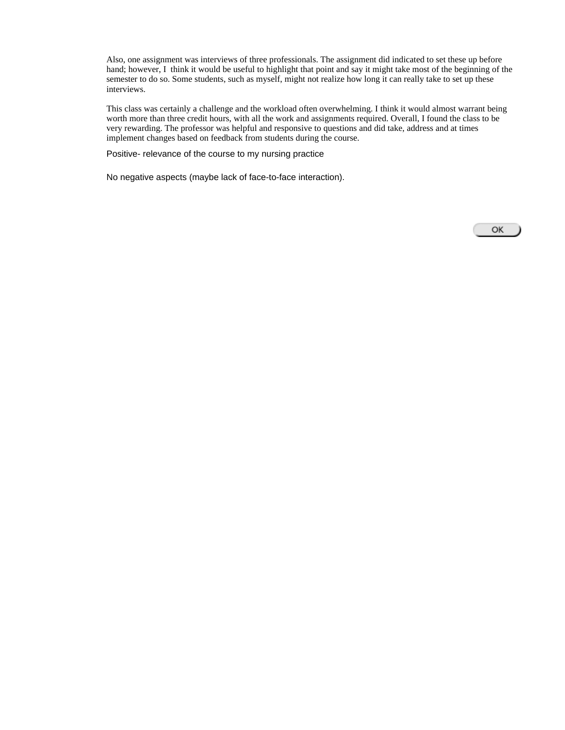Also, one assignment was interviews of three professionals. The assignment did indicated to set these up before hand; however, I think it would be useful to highlight that point and say it might take most of the beginning of the semester to do so. Some students, such as myself, might not realize how long it can really take to set up these interviews.

This class was certainly a challenge and the workload often overwhelming. I think it would almost warrant being worth more than three credit hours, with all the work and assignments required. Overall, I found the class to be very rewarding. The professor was helpful and responsive to questions and did take, address and at times implement changes based on feedback from students during the course.

Positive- relevance of the course to my nursing practice

No negative aspects (maybe lack of face-to-face interaction).

OK